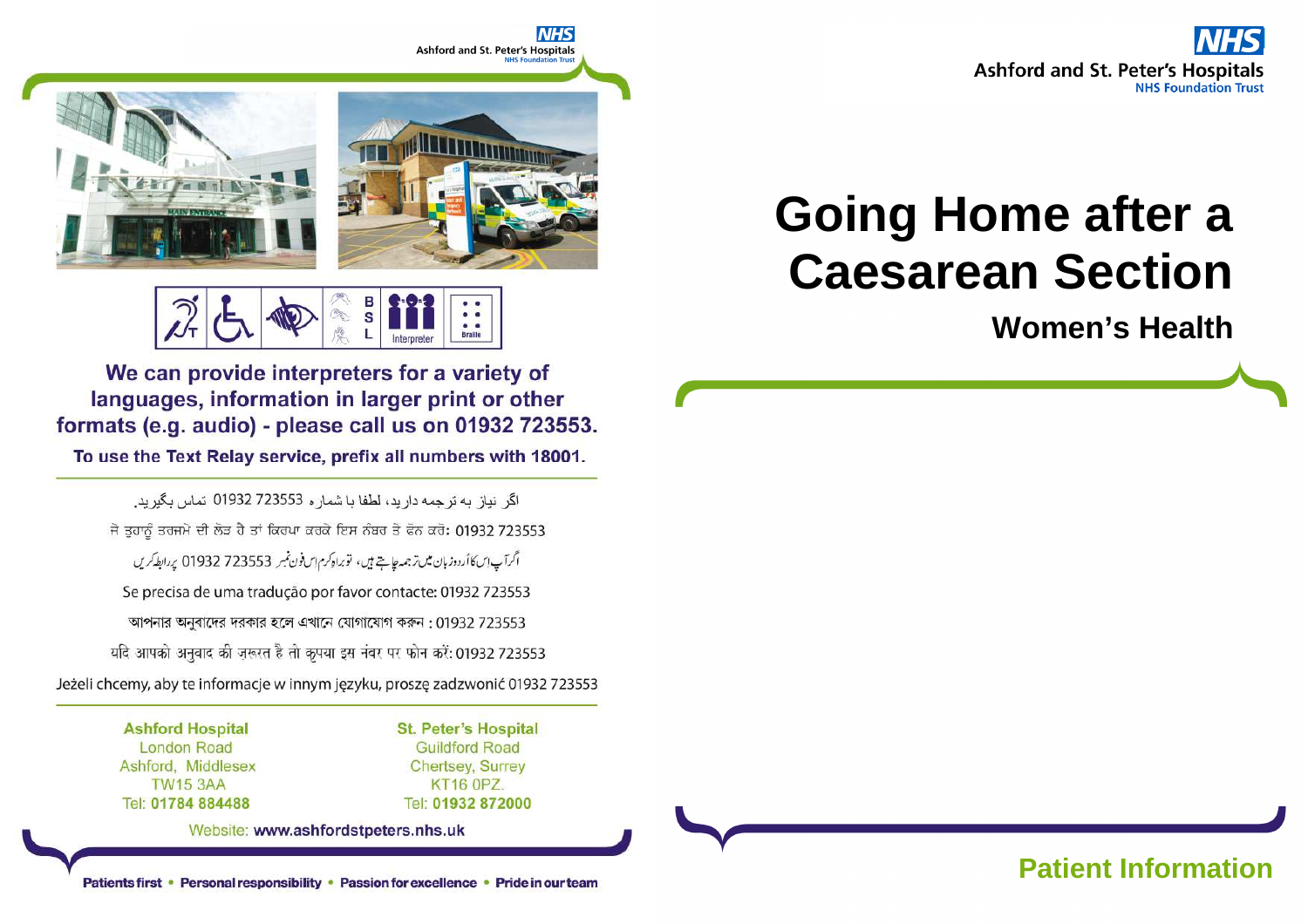Ashford and St. Peter's Hospitals
NHS Foundation Trust

We can provide interpreters for a variety of languages, information in larger print or other formats (e.g. audio) - please call us on 01932 723553.

To use the Text Relay service, prefix all numbers with 18001.

اگر نیاز به ترجمه دارید، لطفا با شماره 01932 723553 تماس بگیرید.

ਜੇ ਤੁਹਾਨੂੰ ਤਰਜਮੇ ਦੀ ਲੋੜ ਹੈ ਤਾਂ ਕਿਰਪਾ ਕਰਕੇ ਇਸ ਨੰਬਰ ਤੇ ਫੋਨ ਕਰੋ: 01932 723553

اگر آپ اس کا اُردو زبان میں ترجمہ چاہتے ہیں، تو براہ کرم اس فون نمبر 01932 723553 پر رابطہ کریں

Se precisa de uma tradução por favor contacte: 01932 723553

আপনার অনুবাদের দরকার হলে এখানে যোগাযোগ করুন : 01932 723553

यदि आपको अनुवाद की ज़रूरत है तो कृपया इस नंबर पर फोन करें: 01932 723553

Jeżeli chcemy, aby te informacje w innym języku, proszę zadzwonić 01932 723553

**Ashford Hospital**
London Road
Ashford, Middlesex
TW15 3AA
Tel: **01784 884488**

**St. Peter's Hospital**
Guildford Road
Chertsey, Surrey
KT16 0PZ.
Tel: **01932 872000**

Website: **www.ashfordstpeters.nhs.uk**

**Patients first • Personal responsibility • Passion for excellence • Pride in our team**

Ashford and St. Peter's Hospitals
NHS Foundation Trust

# Going Home after a Caesarean Section

## Women's Health

**Patient Information**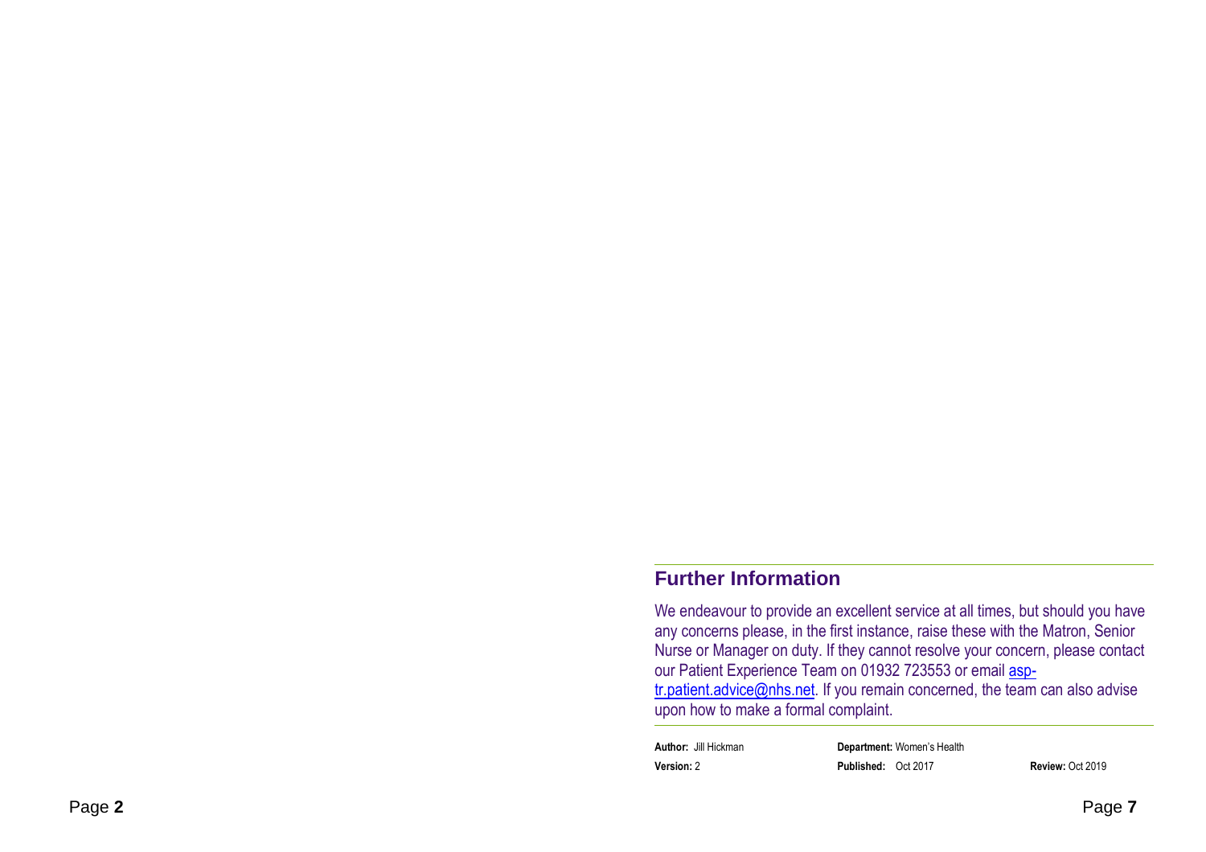## Further Information

We endeavour to provide an excellent service at all times, but should you have any concerns please, in the first instance, raise these with the Matron, Senior Nurse or Manager on duty. If they cannot resolve your concern, please contact our Patient Experience Team on 01932 723553 or email asp-tr.patient.advice@nhs.net. If you remain concerned, the team can also advise upon how to make a formal complaint.

**Author:** Jill Hickman **Department:** Women's Health
**Version:** 2 **Published:** Oct 2017 **Review:** Oct 2019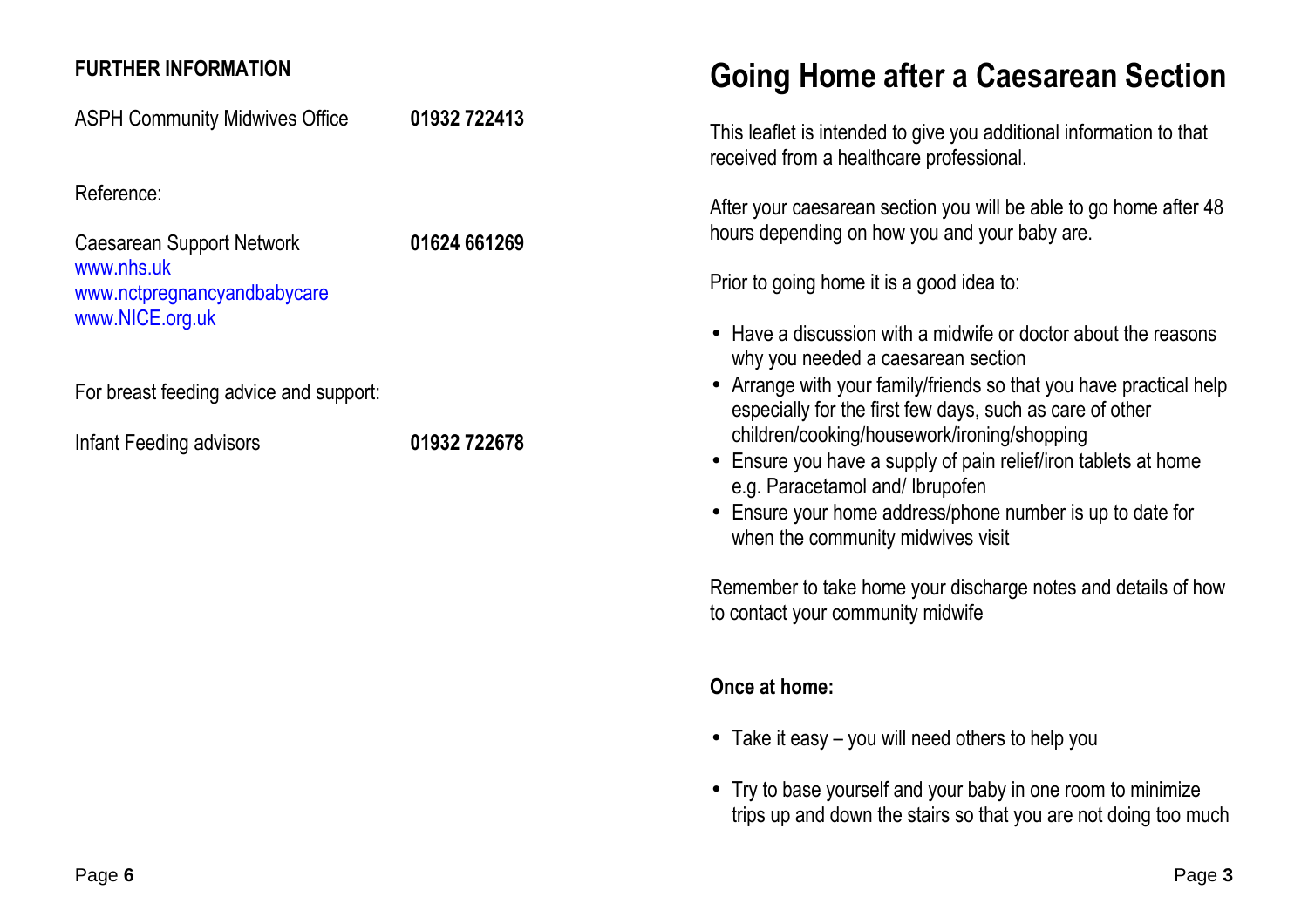## FURTHER INFORMATION

| | |
|---|---|
| ASPH Community Midwives Office | **01932 722413** |

Reference:

Caesarean Support Network **01624 661269**
www.nhs.uk
www.nctpregnancyandbabycare
www.NICE.org.uk

For breast feeding advice and support:

Infant Feeding advisors **01932 722678**

# Going Home after a Caesarean Section

This leaflet is intended to give you additional information to that received from a healthcare professional.

After your caesarean section you will be able to go home after 48 hours depending on how you and your baby are.

Prior to going home it is a good idea to:

- Have a discussion with a midwife or doctor about the reasons why you needed a caesarean section
- Arrange with your family/friends so that you have practical help especially for the first few days, such as care of other children/cooking/housework/ironing/shopping
- Ensure you have a supply of pain relief/iron tablets at home e.g. Paracetamol and/ Ibrupofen
- Ensure your home address/phone number is up to date for when the community midwives visit

Remember to take home your discharge notes and details of how to contact your community midwife

**Once at home:**

- Take it easy – you will need others to help you
- Try to base yourself and your baby in one room to minimize trips up and down the stairs so that you are not doing too much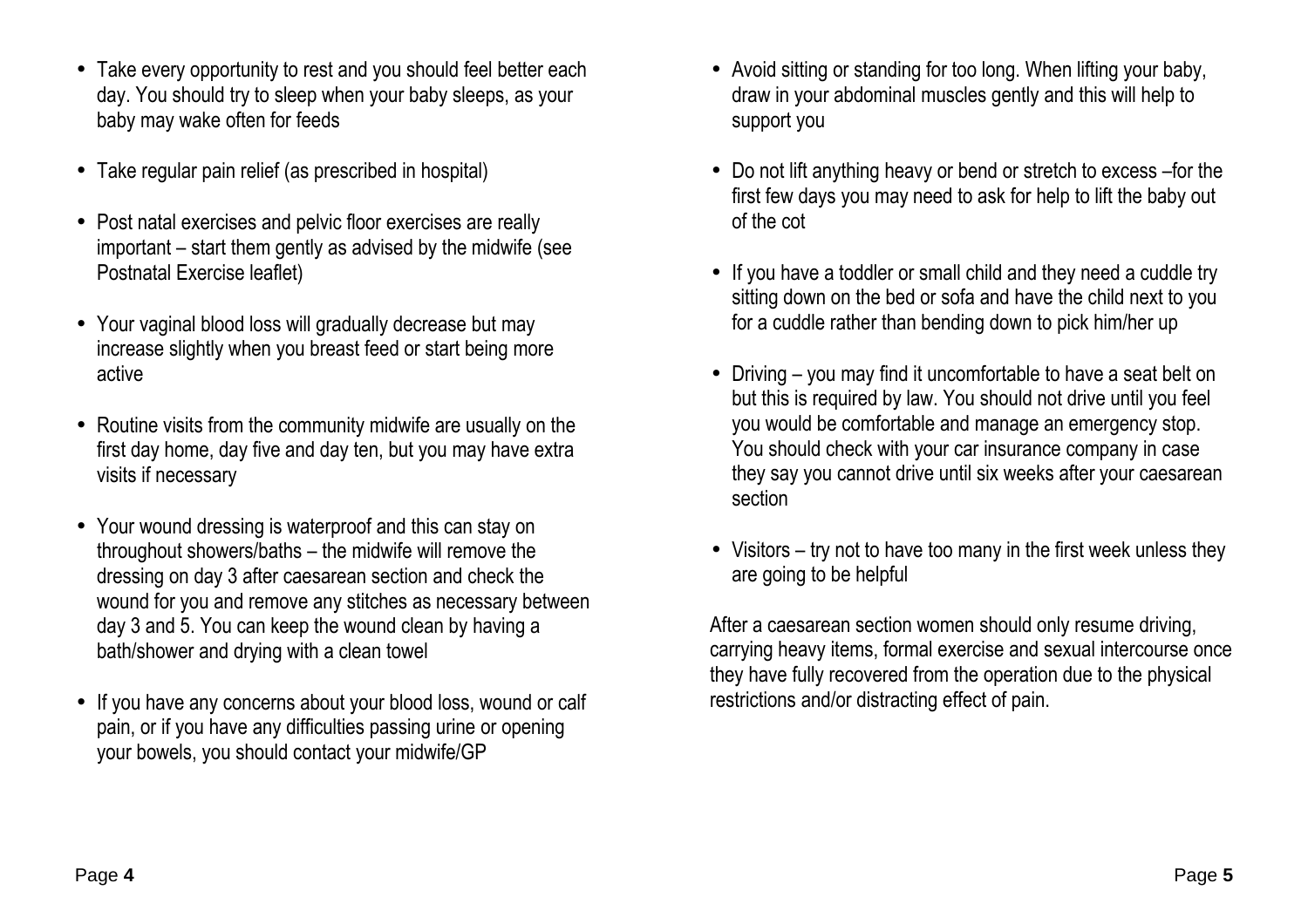- Take every opportunity to rest and you should feel better each day. You should try to sleep when your baby sleeps, as your baby may wake often for feeds
- Take regular pain relief (as prescribed in hospital)
- Post natal exercises and pelvic floor exercises are really important – start them gently as advised by the midwife (see Postnatal Exercise leaflet)
- Your vaginal blood loss will gradually decrease but may increase slightly when you breast feed or start being more active
- Routine visits from the community midwife are usually on the first day home, day five and day ten, but you may have extra visits if necessary
- Your wound dressing is waterproof and this can stay on throughout showers/baths – the midwife will remove the dressing on day 3 after caesarean section and check the wound for you and remove any stitches as necessary between day 3 and 5. You can keep the wound clean by having a bath/shower and drying with a clean towel
- If you have any concerns about your blood loss, wound or calf pain, or if you have any difficulties passing urine or opening your bowels, you should contact your midwife/GP
- Avoid sitting or standing for too long. When lifting your baby, draw in your abdominal muscles gently and this will help to support you
- Do not lift anything heavy or bend or stretch to excess –for the first few days you may need to ask for help to lift the baby out of the cot
- If you have a toddler or small child and they need a cuddle try sitting down on the bed or sofa and have the child next to you for a cuddle rather than bending down to pick him/her up
- Driving – you may find it uncomfortable to have a seat belt on but this is required by law. You should not drive until you feel you would be comfortable and manage an emergency stop. You should check with your car insurance company in case they say you cannot drive until six weeks after your caesarean section
- Visitors – try not to have too many in the first week unless they are going to be helpful

After a caesarean section women should only resume driving, carrying heavy items, formal exercise and sexual intercourse once they have fully recovered from the operation due to the physical restrictions and/or distracting effect of pain.